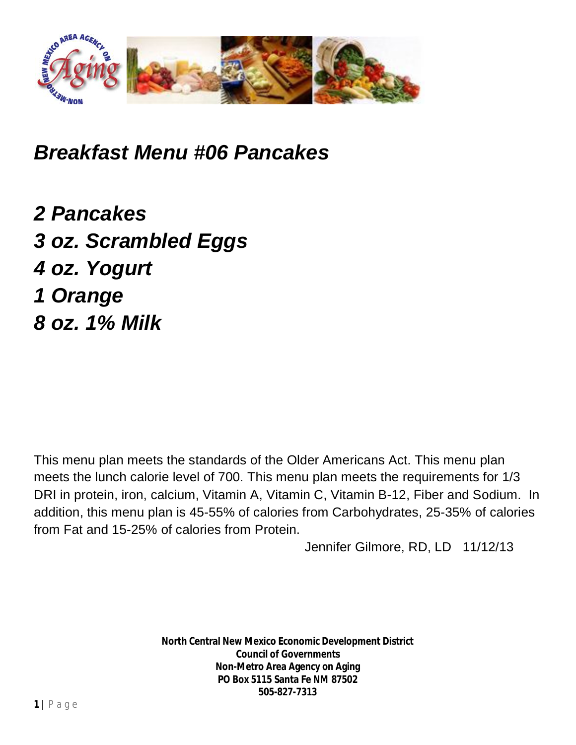# *Breakfast Menu #06 Pancakes*

***2 Pancakes***
***3 oz. Scrambled Eggs***
***4 oz. Yogurt***
***1 Orange***
***8 oz. 1% Milk***

This menu plan meets the standards of the Older Americans Act. This menu plan meets the lunch calorie level of 700. This menu plan meets the requirements for 1/3 DRI in protein, iron, calcium, Vitamin A, Vitamin C, Vitamin B-12, Fiber and Sodium. In addition, this menu plan is 45-55% of calories from Carbohydrates, 25-35% of calories from Fat and 15-25% of calories from Protein.

Jennifer Gilmore, RD, LD 11/12/13

**North Central New Mexico Economic Development District**
**Council of Governments**
**Non-Metro Area Agency on Aging**
**PO Box 5115 Santa Fe NM 87502**
**505-827-7313**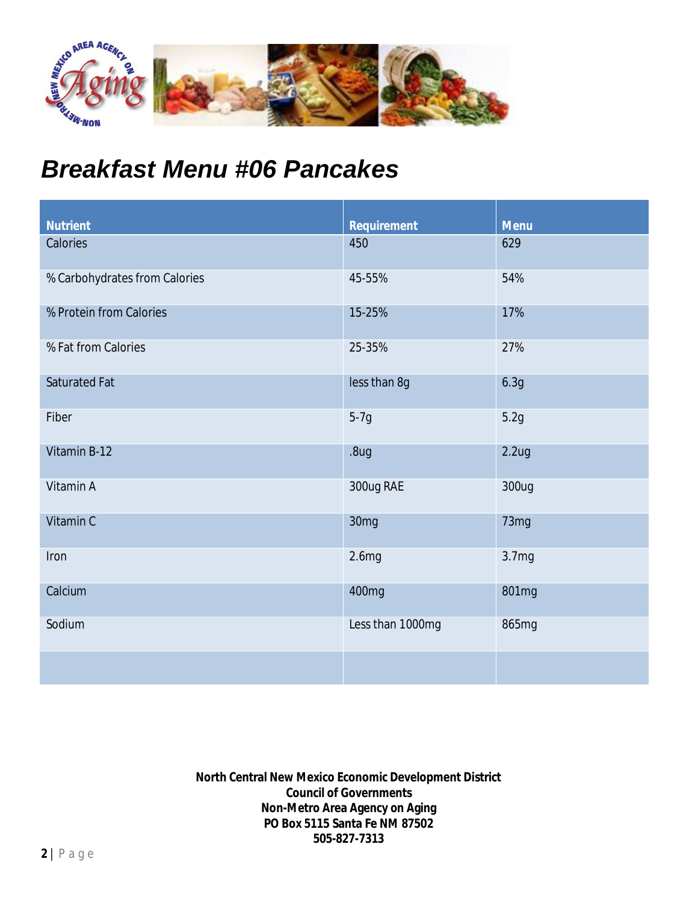# *Breakfast Menu #06 Pancakes*

| Nutrient | Requirement | Menu |
|---|---|---|
| Calories | 450 | 629 |
| % Carbohydrates from Calories | 45-55% | 54% |
| % Protein from Calories | 15-25% | 17% |
| % Fat from Calories | 25-35% | 27% |
| Saturated Fat | less than 8g | 6.3g |
| Fiber | 5-7g | 5.2g |
| Vitamin B-12 | .8ug | 2.2ug |
| Vitamin A | 300ug RAE | 300ug |
| Vitamin C | 30mg | 73mg |
| Iron | 2.6mg | 3.7mg |
| Calcium | 400mg | 801mg |
| Sodium | Less than 1000mg | 865mg |
| | | |

**North Central New Mexico Economic Development District**
**Council of Governments**
**Non-Metro Area Agency on Aging**
**PO Box 5115 Santa Fe NM 87502**
**505-827-7313**